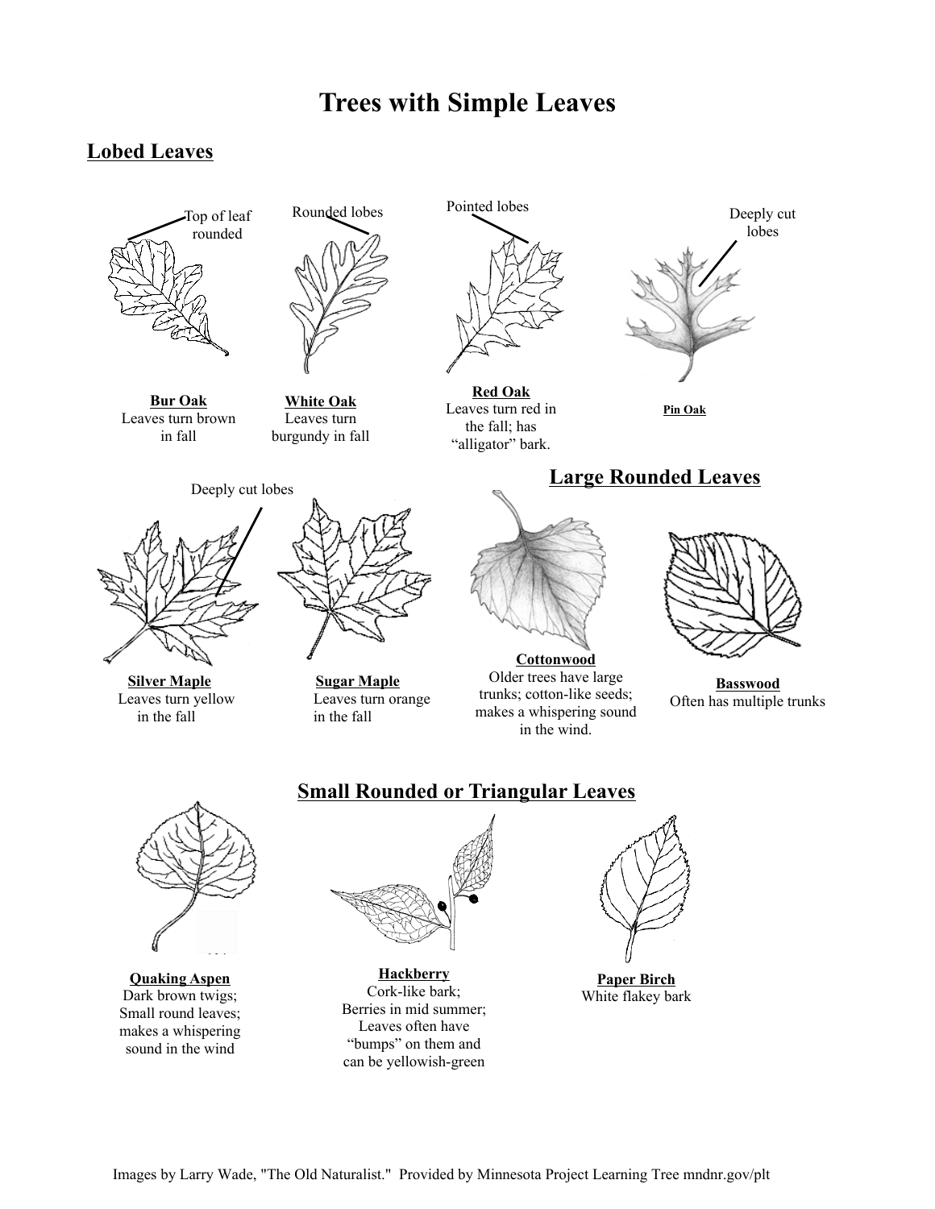# Trees with Simple Leaves

## Lobed Leaves

Top of leaf rounded

Rounded lobes

Pointed lobes

Deeply cut lobes

**Bur Oak**
Leaves turn brown in fall

**White Oak**
Leaves turn burgundy in fall

**Red Oak**
Leaves turn red in the fall; has "alligator" bark.

**Pin Oak**

Deeply cut lobes

**Silver Maple**
Leaves turn yellow in the fall

**Sugar Maple**
Leaves turn orange in the fall

## Large Rounded Leaves

**Cottonwood**
Older trees have large trunks; cotton-like seeds; makes a whispering sound in the wind.

**Basswood**
Often has multiple trunks

## Small Rounded or Triangular Leaves

**Quaking Aspen**
Dark brown twigs; Small round leaves; makes a whispering sound in the wind

**Hackberry**
Cork-like bark; Berries in mid summer; Leaves often have "bumps" on them and can be yellowish-green

**Paper Birch**
White flakey bark

Images by Larry Wade, "The Old Naturalist." Provided by Minnesota Project Learning Tree mndnr.gov/plt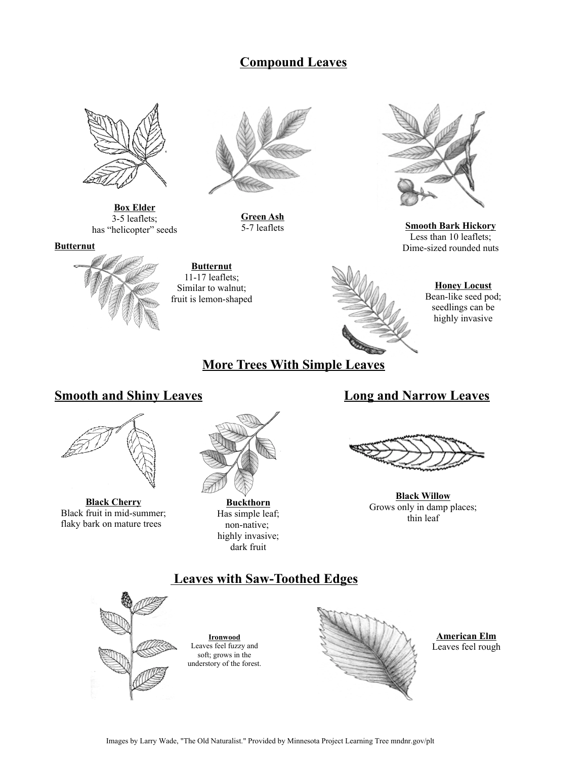# Compound Leaves

**Box Elder**
3-5 leaflets;
has "helicopter" seeds

**Green Ash**
5-7 leaflets

**Smooth Bark Hickory**
Less than 10 leaflets;
Dime-sized rounded nuts

**Butternut**

**Butternut**
11-17 leaflets;
Similar to walnut;
fruit is lemon-shaped

**Honey Locust**
Bean-like seed pod;
seedlings can be
highly invasive

# More Trees With Simple Leaves

## Smooth and Shiny Leaves

**Black Cherry**
Black fruit in mid-summer;
flaky bark on mature trees

**Buckthorn**
Has simple leaf;
non-native;
highly invasive;
dark fruit

## Long and Narrow Leaves

**Black Willow**
Grows only in damp places;
thin leaf

## Leaves with Saw-Toothed Edges

**Ironwood**
Leaves feel fuzzy and soft; grows in the understory of the forest.

**American Elm**
Leaves feel rough

Images by Larry Wade, "The Old Naturalist." Provided by Minnesota Project Learning Tree mndnr.gov/plt